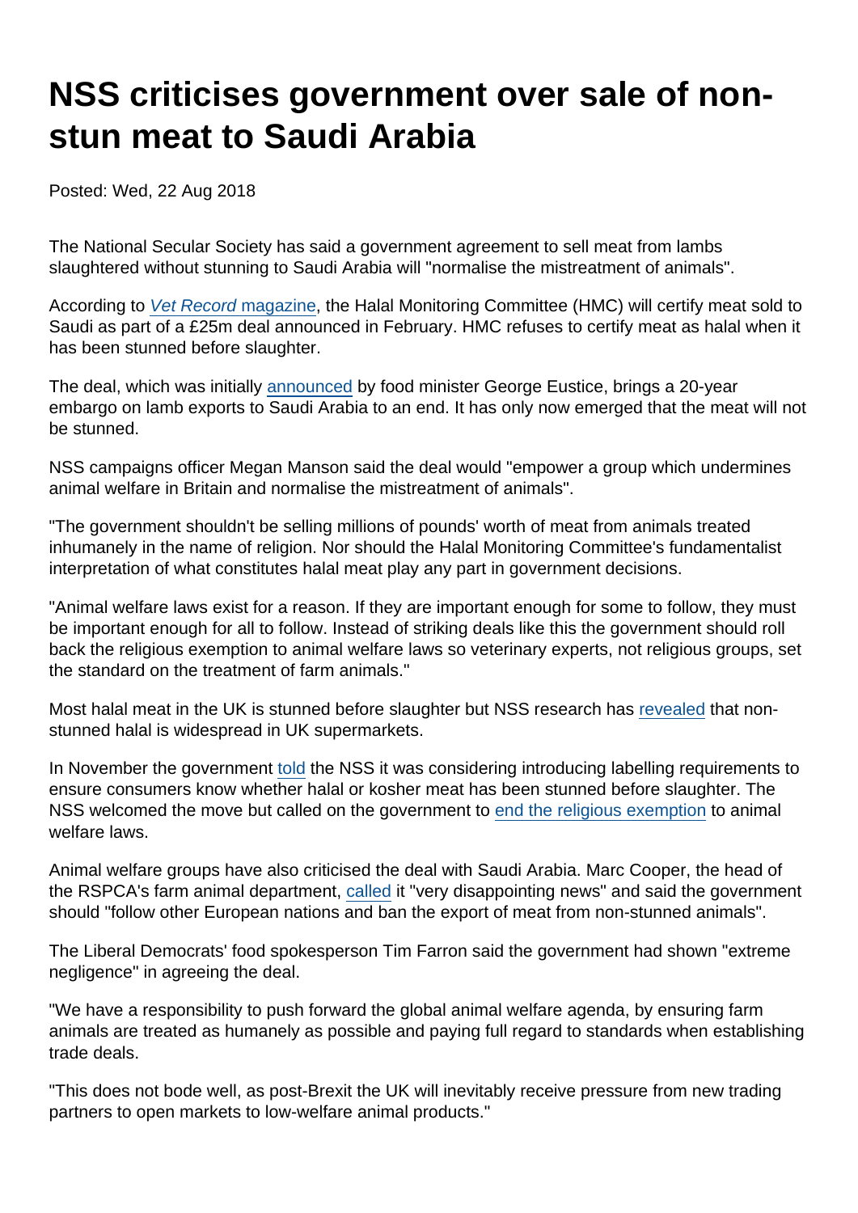# NSS criticises government over sale of non-stun meat to Saudi Arabia

Posted: Wed, 22 Aug 2018

The National Secular Society has said a government agreement to sell meat from lambs slaughtered without stunning to Saudi Arabia will "normalise the mistreatment of animals".

According to *Vet Record* magazine, the Halal Monitoring Committee (HMC) will certify meat sold to Saudi as part of a £25m deal announced in February. HMC refuses to certify meat as halal when it has been stunned before slaughter.

The deal, which was initially announced by food minister George Eustice, brings a 20-year embargo on lamb exports to Saudi Arabia to an end. It has only now emerged that the meat will not be stunned.

NSS campaigns officer Megan Manson said the deal would "empower a group which undermines animal welfare in Britain and normalise the mistreatment of animals".

"The government shouldn't be selling millions of pounds' worth of meat from animals treated inhumanely in the name of religion. Nor should the Halal Monitoring Committee's fundamentalist interpretation of what constitutes halal meat play any part in government decisions.

"Animal welfare laws exist for a reason. If they are important enough for some to follow, they must be important enough for all to follow. Instead of striking deals like this the government should roll back the religious exemption to animal welfare laws so veterinary experts, not religious groups, set the standard on the treatment of farm animals."

Most halal meat in the UK is stunned before slaughter but NSS research has revealed that non-stunned halal is widespread in UK supermarkets.

In November the government told the NSS it was considering introducing labelling requirements to ensure consumers know whether halal or kosher meat has been stunned before slaughter. The NSS welcomed the move but called on the government to end the religious exemption to animal welfare laws.

Animal welfare groups have also criticised the deal with Saudi Arabia. Marc Cooper, the head of the RSPCA's farm animal department, called it "very disappointing news" and said the government should "follow other European nations and ban the export of meat from non-stunned animals".

The Liberal Democrats' food spokesperson Tim Farron said the government had shown "extreme negligence" in agreeing the deal.

"We have a responsibility to push forward the global animal welfare agenda, by ensuring farm animals are treated as humanely as possible and paying full regard to standards when establishing trade deals.

"This does not bode well, as post-Brexit the UK will inevitably receive pressure from new trading partners to open markets to low-welfare animal products."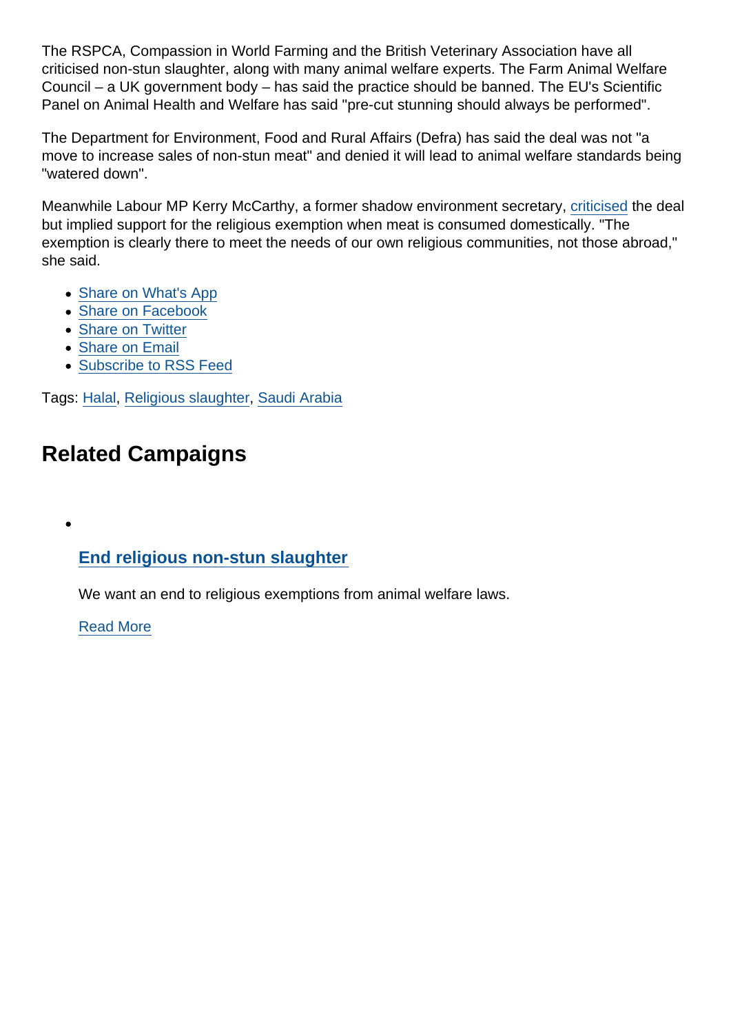The RSPCA, Compassion in World Farming and the British Veterinary Association have all criticised non-stun slaughter, along with many animal welfare experts. The Farm Animal Welfare Council – a UK government body – has said the practice should be banned. The EU's Scientific Panel on Animal Health and Welfare has said "pre-cut stunning should always be performed".

The Department for Environment, Food and Rural Affairs (Defra) has said the deal was not "a move to increase sales of non-stun meat" and denied it will lead to animal welfare standards being "watered down".

Meanwhile Labour MP Kerry McCarthy, a former shadow environment secretary, criticised the deal but implied support for the religious exemption when meat is consumed domestically. "The exemption is clearly there to meet the needs of our own religious communities, not those abroad," she said.

- Share on What's App
- Share on Facebook
- Share on Twitter
- Share on Email
- Subscribe to RSS Feed

Tags: Halal, Religious slaughter, Saudi Arabia

## Related Campaigns

- ### End religious non-stun slaughter

  We want an end to religious exemptions from animal welfare laws.

  Read More